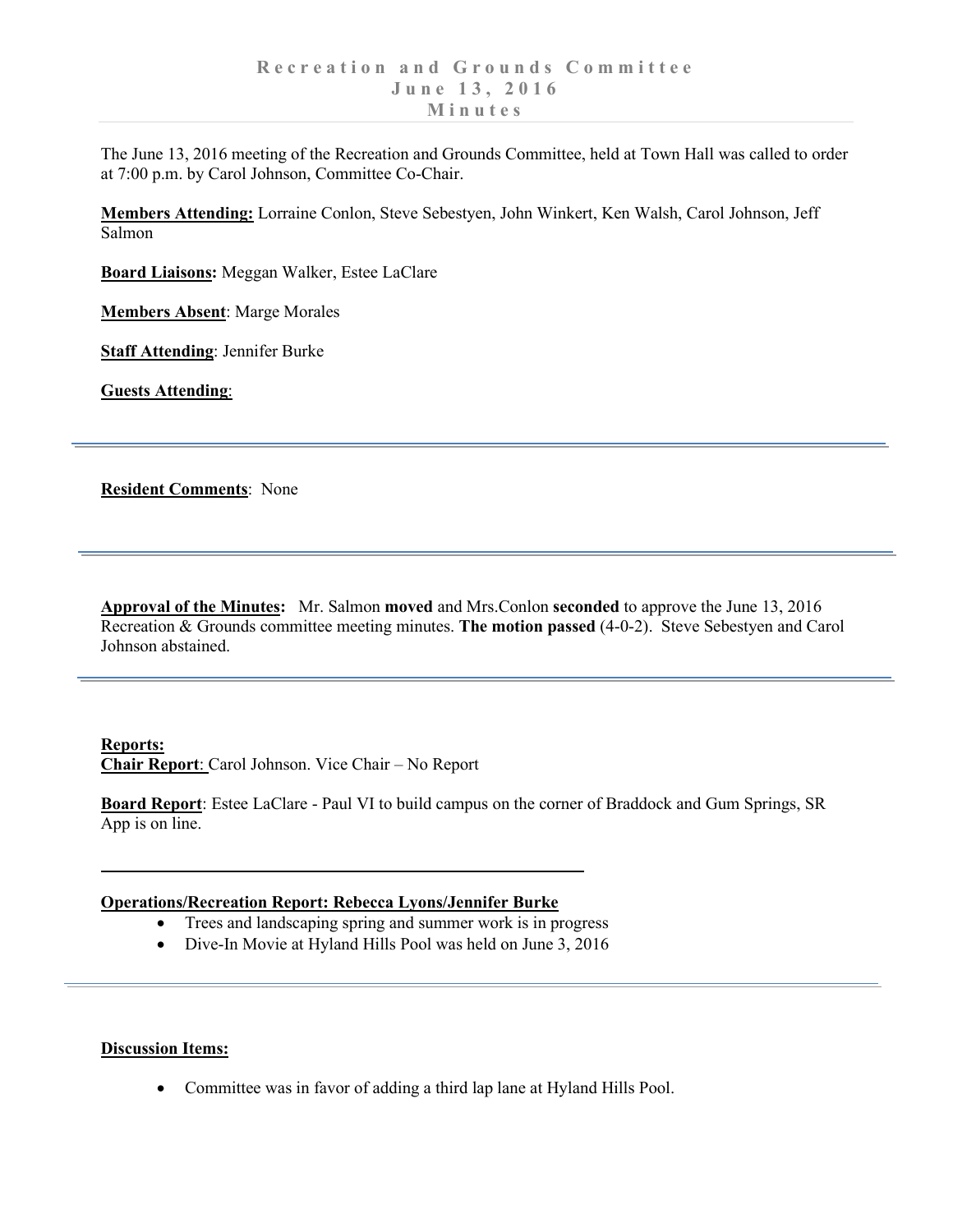# Recreation and Grounds Committee
## June 13, 2016
## Minutes

The June 13, 2016 meeting of the Recreation and Grounds Committee, held at Town Hall was called to order at 7:00 p.m. by Carol Johnson, Committee Co-Chair.

**Members Attending:** Lorraine Conlon, Steve Sebestyen, John Winkert, Ken Walsh, Carol Johnson, Jeff Salmon

**Board Liaisons:** Meggan Walker, Estee LaClare

**Members Absent**: Marge Morales

**Staff Attending**: Jennifer Burke

**Guests Attending**:

---

**Resident Comments**: None

---

**Approval of the Minutes:** Mr. Salmon **moved** and Mrs.Conlon **seconded** to approve the June 13, 2016 Recreation & Grounds committee meeting minutes. **The motion passed** (4-0-2). Steve Sebestyen and Carol Johnson abstained.

---

**Reports:**
**Chair Report**: Carol Johnson. Vice Chair – No Report

**Board Report**: Estee LaClare - Paul VI to build campus on the corner of Braddock and Gum Springs, SR App is on line.

---

**Operations/Recreation Report: Rebecca Lyons/Jennifer Burke**

- Trees and landscaping spring and summer work is in progress
- Dive-In Movie at Hyland Hills Pool was held on June 3, 2016

---

**Discussion Items:**

- Committee was in favor of adding a third lap lane at Hyland Hills Pool.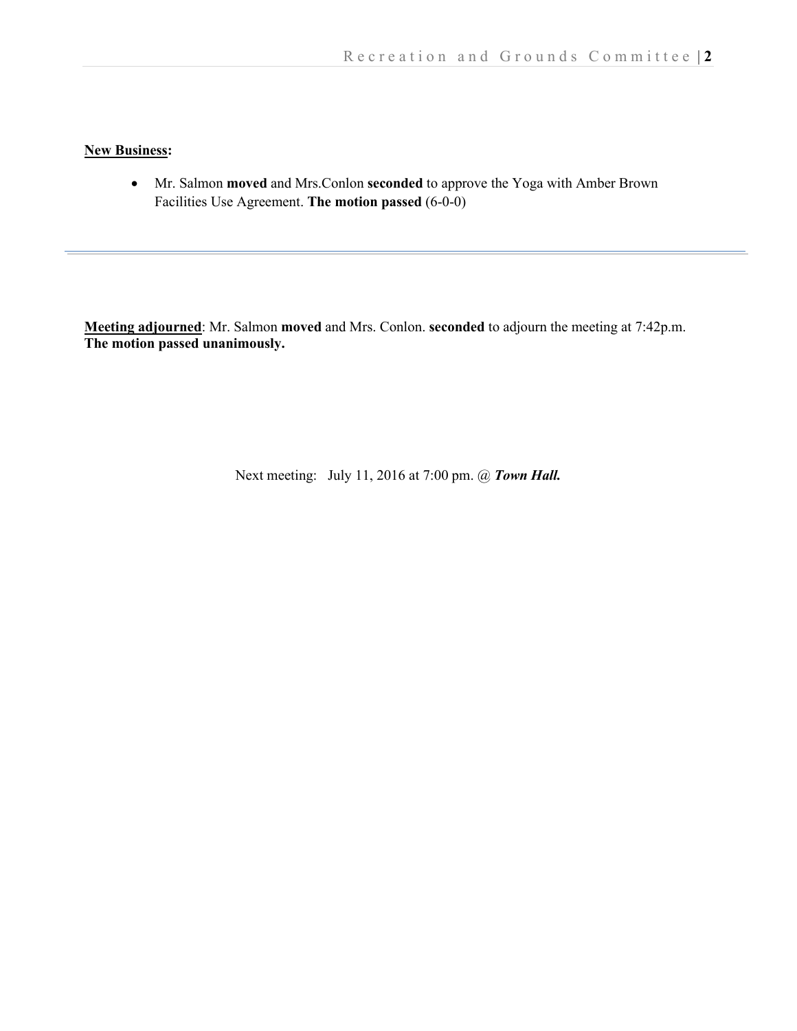**New Business:**

- Mr. Salmon **moved** and Mrs.Conlon **seconded** to approve the Yoga with Amber Brown Facilities Use Agreement. **The motion passed** (6-0-0)

---

**Meeting adjourned**: Mr. Salmon **moved** and Mrs. Conlon. **seconded** to adjourn the meeting at 7:42p.m. **The motion passed unanimously.**

Next meeting: July 11, 2016 at 7:00 pm. @ ***Town Hall.***